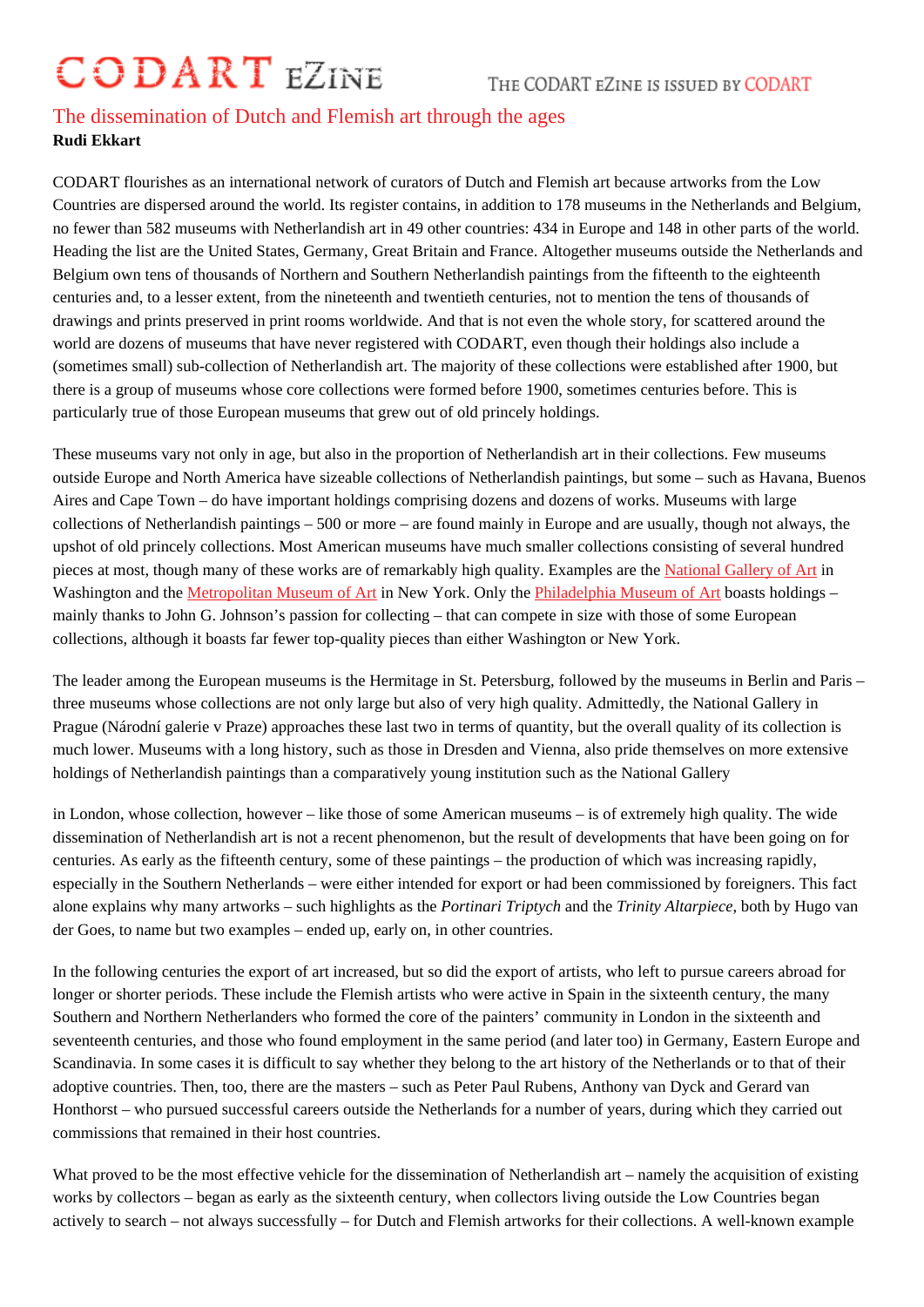# The dissemination of Dutch and Flemish art through the ages

**Rudi Ekkart**

CODART flourishes as an international network of curators of Dutch and Flemish art because artworks from the Low Countries are dispersed around the world. Its register contains, in addition to 178 museums in the Netherlands and Belgium, no fewer than 582 museums with Netherlandish art in 49 other countries: 434 in Europe and 148 in other parts of the world. Heading the list are the United States, Germany, Great Britain and France. Altogether museums outside the Netherlands and Belgium own tens of thousands of Northern and Southern Netherlandish paintings from the fifteenth to the eighteenth centuries and, to a lesser extent, from the nineteenth and twentieth centuries, not to mention the tens of thousands of drawings and prints preserved in print rooms worldwide. And that is not even the whole story, for scattered around the world are dozens of museums that have never registered with CODART, even though their holdings also include a (sometimes small) sub-collection of Netherlandish art. The majority of these collections were established after 1900, but there is a group of museums whose core collections were formed before 1900, sometimes centuries before. This is particularly true of those European museums that grew out of old princely holdings.

These museums vary not only in age, but also in the proportion of Netherlandish art in their collections. Few museums outside Europe and North America have sizeable collections of Netherlandish paintings, but some – such as Havana, Buenos Aires and Cape Town – do have important holdings comprising dozens and dozens of works. Museums with large collections of Netherlandish paintings – 500 or more – are found mainly in Europe and are usually, though not always, the upshot of old princely collections. Most American museums have much smaller collections consisting of several hundred pieces at most, though many of these works are of remarkably high quality. Examples are the National Gallery of Art in Washington and the Metropolitan Museum of Art in New York. Only the Philadelphia Museum of Art boasts holdings – mainly thanks to John G. Johnson's passion for collecting – that can compete in size with those of some European collections, although it boasts far fewer top-quality pieces than either Washington or New York.

The leader among the European museums is the Hermitage in St. Petersburg, followed by the museums in Berlin and Paris – three museums whose collections are not only large but also of very high quality. Admittedly, the National Gallery in Prague (Národní galerie v Praze) approaches these last two in terms of quantity, but the overall quality of its collection is much lower. Museums with a long history, such as those in Dresden and Vienna, also pride themselves on more extensive holdings of Netherlandish paintings than a comparatively young institution such as the National Gallery in London, whose collection, however – like those of some American museums – is of extremely high quality. The wide dissemination of Netherlandish art is not a recent phenomenon, but the result of developments that have been going on for centuries. As early as the fifteenth century, some of these paintings – the production of which was increasing rapidly, especially in the Southern Netherlands – were either intended for export or had been commissioned by foreigners. This fact alone explains why many artworks – such highlights as the *Portinari Triptych* and the *Trinity Altarpiece*, both by Hugo van der Goes, to name but two examples – ended up, early on, in other countries.

In the following centuries the export of art increased, but so did the export of artists, who left to pursue careers abroad for longer or shorter periods. These include the Flemish artists who were active in Spain in the sixteenth century, the many Southern and Northern Netherlanders who formed the core of the painters' community in London in the sixteenth and seventeenth centuries, and those who found employment in the same period (and later too) in Germany, Eastern Europe and Scandinavia. In some cases it is difficult to say whether they belong to the art history of the Netherlands or to that of their adoptive countries. Then, too, there are the masters – such as Peter Paul Rubens, Anthony van Dyck and Gerard van Honthorst – who pursued successful careers outside the Netherlands for a number of years, during which they carried out commissions that remained in their host countries.

What proved to be the most effective vehicle for the dissemination of Netherlandish art – namely the acquisition of existing works by collectors – began as early as the sixteenth century, when collectors living outside the Low Countries began actively to search – not always successfully – for Dutch and Flemish artworks for their collections. A well-known example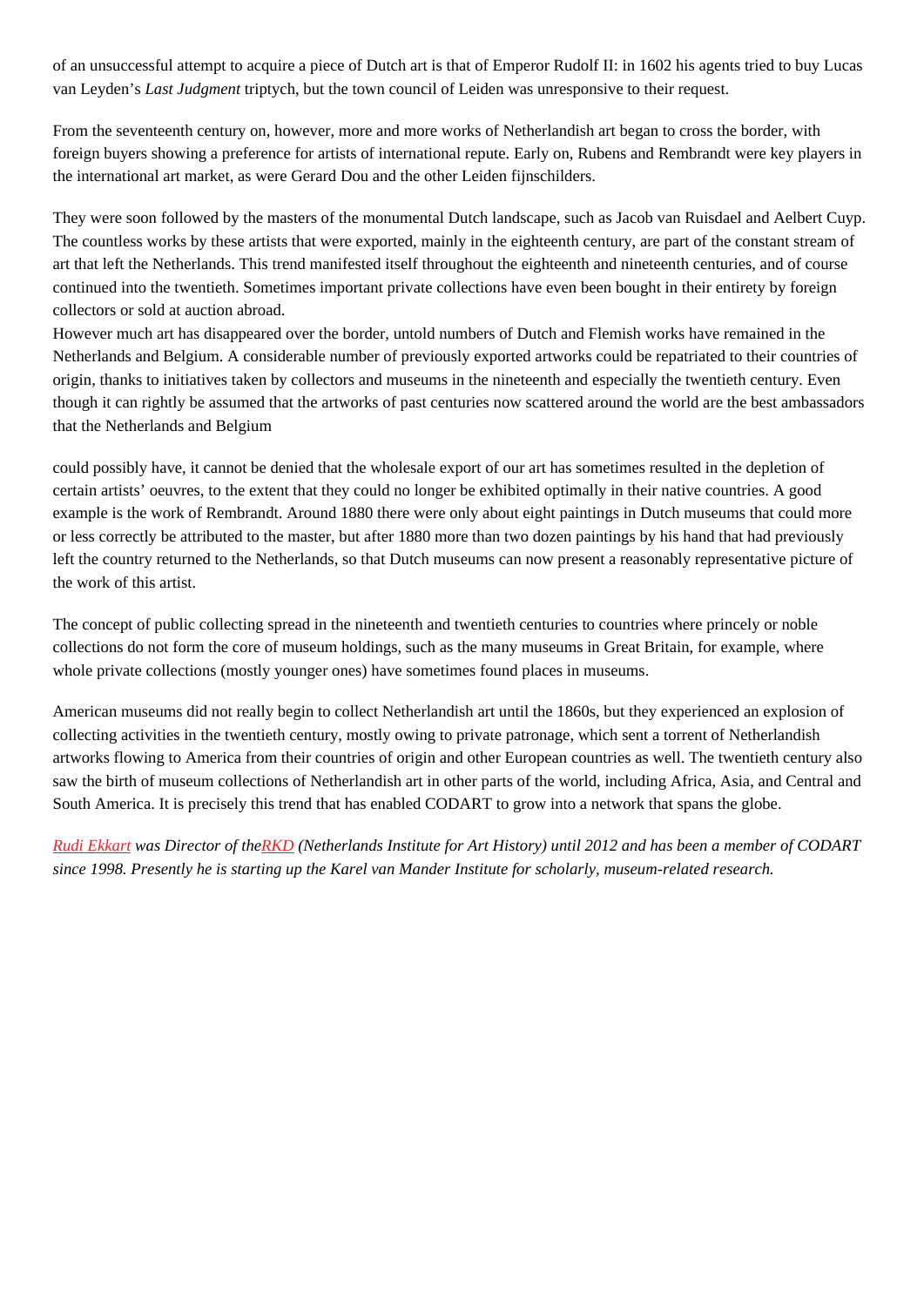of an unsuccessful attempt to acquire a piece of Dutch art is that of Emperor Rudolf II: in 1602 his agents tried to buy Lucas van Leyden's *Last Judgment* triptych, but the town council of Leiden was unresponsive to their request.

From the seventeenth century on, however, more and more works of Netherlandish art began to cross the border, with foreign buyers showing a preference for artists of international repute. Early on, Rubens and Rembrandt were key players in the international art market, as were Gerard Dou and the other Leiden fijnschilders.

They were soon followed by the masters of the monumental Dutch landscape, such as Jacob van Ruisdael and Aelbert Cuyp. The countless works by these artists that were exported, mainly in the eighteenth century, are part of the constant stream of art that left the Netherlands. This trend manifested itself throughout the eighteenth and nineteenth centuries, and of course continued into the twentieth. Sometimes important private collections have even been bought in their entirety by foreign collectors or sold at auction abroad.
However much art has disappeared over the border, untold numbers of Dutch and Flemish works have remained in the Netherlands and Belgium. A considerable number of previously exported artworks could be repatriated to their countries of origin, thanks to initiatives taken by collectors and museums in the nineteenth and especially the twentieth century. Even though it can rightly be assumed that the artworks of past centuries now scattered around the world are the best ambassadors that the Netherlands and Belgium could possibly have, it cannot be denied that the wholesale export of our art has sometimes resulted in the depletion of certain artists' oeuvres, to the extent that they could no longer be exhibited optimally in their native countries. A good example is the work of Rembrandt. Around 1880 there were only about eight paintings in Dutch museums that could more or less correctly be attributed to the master, but after 1880 more than two dozen paintings by his hand that had previously left the country returned to the Netherlands, so that Dutch museums can now present a reasonably representative picture of the work of this artist.

The concept of public collecting spread in the nineteenth and twentieth centuries to countries where princely or noble collections do not form the core of museum holdings, such as the many museums in Great Britain, for example, where whole private collections (mostly younger ones) have sometimes found places in museums.

American museums did not really begin to collect Netherlandish art until the 1860s, but they experienced an explosion of collecting activities in the twentieth century, mostly owing to private patronage, which sent a torrent of Netherlandish artworks flowing to America from their countries of origin and other European countries as well. The twentieth century also saw the birth of museum collections of Netherlandish art in other parts of the world, including Africa, Asia, and Central and South America. It is precisely this trend that has enabled CODART to grow into a network that spans the globe.

*Rudi Ekkart was Director of the RKD (Netherlands Institute for Art History) until 2012 and has been a member of CODART since 1998. Presently he is starting up the Karel van Mander Institute for scholarly, museum-related research.*